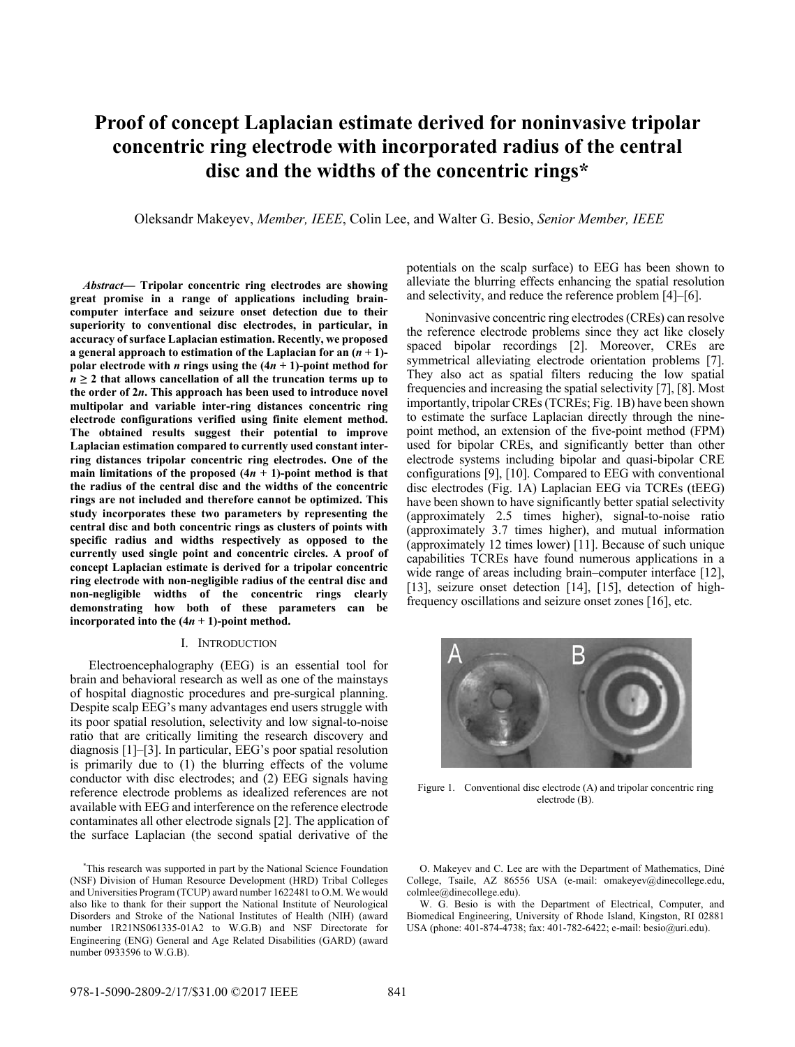# Proof of concept Laplacian estimate derived for noninvasive tripolar concentric ring electrode with incorporated radius of the central disc and the widths of the concentric rings*

Oleksandr Makeyev, *Member, IEEE*, Colin Lee, and Walter G. Besio, *Senior Member, IEEE*

***Abstract*— Tripolar concentric ring electrodes are showing great promise in a range of applications including brain-computer interface and seizure onset detection due to their superiority to conventional disc electrodes, in particular, in accuracy of surface Laplacian estimation. Recently, we proposed a general approach to estimation of the Laplacian for an $(n + 1)$-polar electrode with $n$ rings using the $(4n + 1)$-point method for $n \geq 2$ that allows cancellation of all the truncation terms up to the order of $2n$. This approach has been used to introduce novel multipolar and variable inter-ring distances concentric ring electrode configurations verified using finite element method. The obtained results suggest their potential to improve Laplacian estimation compared to currently used constant inter-ring distances tripolar concentric ring electrodes. One of the main limitations of the proposed $(4n + 1)$-point method is that the radius of the central disc and the widths of the concentric rings are not included and therefore cannot be optimized. This study incorporates these two parameters by representing the central disc and both concentric rings as clusters of points with specific radius and widths respectively as opposed to the currently used single point and concentric circles. A proof of concept Laplacian estimate is derived for a tripolar concentric ring electrode with non-negligible radius of the central disc and non-negligible widths of the concentric rings clearly demonstrating how both of these parameters can be incorporated into the $(4n + 1)$-point method.**

## I. Introduction

Electroencephalography (EEG) is an essential tool for brain and behavioral research as well as one of the mainstays of hospital diagnostic procedures and pre-surgical planning. Despite scalp EEG's many advantages end users struggle with its poor spatial resolution, selectivity and low signal-to-noise ratio that are critically limiting the research discovery and diagnosis [1]–[3]. In particular, EEG's poor spatial resolution is primarily due to (1) the blurring effects of the volume conductor with disc electrodes; and (2) EEG signals having reference electrode problems as idealized references are not available with EEG and interference on the reference electrode contaminates all other electrode signals [2]. The application of the surface Laplacian (the second spatial derivative of the potentials on the scalp surface) to EEG has been shown to alleviate the blurring effects enhancing the spatial resolution and selectivity, and reduce the reference problem [4]–[6].

Noninvasive concentric ring electrodes (CREs) can resolve the reference electrode problems since they act like closely spaced bipolar recordings [2]. Moreover, CREs are symmetrical alleviating electrode orientation problems [7]. They also act as spatial filters reducing the low spatial frequencies and increasing the spatial selectivity [7], [8]. Most importantly, tripolar CREs (TCREs; Fig. 1B) have been shown to estimate the surface Laplacian directly through the nine-point method, an extension of the five-point method (FPM) used for bipolar CREs, and significantly better than other electrode systems including bipolar and quasi-bipolar CRE configurations [9], [10]. Compared to EEG with conventional disc electrodes (Fig. 1A) Laplacian EEG via TCREs (tEEG) have been shown to have significantly better spatial selectivity (approximately 2.5 times higher), signal-to-noise ratio (approximately 3.7 times higher), and mutual information (approximately 12 times lower) [11]. Because of such unique capabilities TCREs have found numerous applications in a wide range of areas including brain–computer interface [12], [13], seizure onset detection [14], [15], detection of high-frequency oscillations and seizure onset zones [16], etc.

Figure 1. Conventional disc electrode (A) and tripolar concentric ring electrode (B).

*This research was supported in part by the National Science Foundation (NSF) Division of Human Resource Development (HRD) Tribal Colleges and Universities Program (TCUP) award number 1622481 to O.M. We would also like to thank for their support the National Institute of Neurological Disorders and Stroke of the National Institutes of Health (NIH) (award number 1R21NS061335-01A2 to W.G.B) and NSF Directorate for Engineering (ENG) General and Age Related Disabilities (GARD) (award number 0933596 to W.G.B).

O. Makeyev and C. Lee are with the Department of Mathematics, Diné College, Tsaile, AZ 86556 USA (e-mail: omakeyev@dinecollege.edu, colmlee@dinecollege.edu).

W. G. Besio is with the Department of Electrical, Computer, and Biomedical Engineering, University of Rhode Island, Kingston, RI 02881 USA (phone: 401-874-4738; fax: 401-782-6422; e-mail: besio@uri.edu).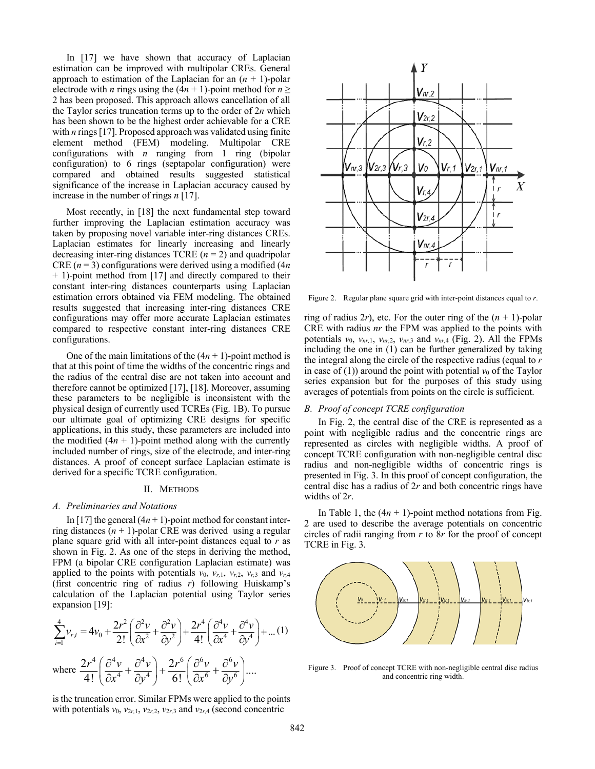In [17] we have shown that accuracy of Laplacian estimation can be improved with multipolar CREs. General approach to estimation of the Laplacian for an $(n + 1)$-polar electrode with $n$ rings using the $(4n + 1)$-point method for $n \geq 2$ has been proposed. This approach allows cancellation of all the Taylor series truncation terms up to the order of $2n$ which has been shown to be the highest order achievable for a CRE with $n$ rings [17]. Proposed approach was validated using finite element method (FEM) modeling. Multipolar CRE configurations with $n$ ranging from 1 ring (bipolar configuration) to 6 rings (septapolar configuration) were compared and obtained results suggested statistical significance of the increase in Laplacian accuracy caused by increase in the number of rings $n$ [17].

Most recently, in [18] the next fundamental step toward further improving the Laplacian estimation accuracy was taken by proposing novel variable inter-ring distances CREs. Laplacian estimates for linearly increasing and linearly decreasing inter-ring distances TCRE ($n = 2$) and quadripolar CRE ($n = 3$) configurations were derived using a modified $(4n + 1)$-point method from [17] and directly compared to their constant inter-ring distances counterparts using Laplacian estimation errors obtained via FEM modeling. The obtained results suggested that increasing inter-ring distances CRE configurations may offer more accurate Laplacian estimates compared to respective constant inter-ring distances CRE configurations.

One of the main limitations of the $(4n + 1)$-point method is that at this point of time the widths of the concentric rings and the radius of the central disc are not taken into account and therefore cannot be optimized [17], [18]. Moreover, assuming these parameters to be negligible is inconsistent with the physical design of currently used TCREs (Fig. 1B). To pursue our ultimate goal of optimizing CRE designs for specific applications, in this study, these parameters are included into the modified $(4n + 1)$-point method along with the currently included number of rings, size of the electrode, and inter-ring distances. A proof of concept surface Laplacian estimate is derived for a specific TCRE configuration.

## II. Methods

### A. Preliminaries and Notations

In [17] the general $(4n + 1)$-point method for constant inter-ring distances $(n + 1)$-polar CRE was derived using a regular plane square grid with all inter-point distances equal to $r$ as shown in Fig. 2. As one of the steps in deriving the method, FPM (a bipolar CRE configuration Laplacian estimate) was applied to the points with potentials $v_0$, $v_{r,1}$, $v_{r,2}$, $v_{r,3}$ and $v_{r,4}$ (first concentric ring of radius $r$) following Huiskamp's calculation of the Laplacian potential using Taylor series expansion [19]:

$$\sum_{i=1}^{4} v_{r,i} = 4v_0 + \frac{2r^2}{2!}\left(\frac{\partial^2 v}{\partial x^2} + \frac{\partial^2 v}{\partial y^2}\right) + \frac{2r^4}{4!}\left(\frac{\partial^4 v}{\partial x^4} + \frac{\partial^4 v}{\partial y^4}\right) + \dots \quad (1)$$

where $\frac{2r^4}{4!}\left(\frac{\partial^4 v}{\partial x^4} + \frac{\partial^4 v}{\partial y^4}\right) + \frac{2r^6}{6!}\left(\frac{\partial^6 v}{\partial x^6} + \frac{\partial^6 v}{\partial y^6}\right) \dots$

is the truncation error. Similar FPMs were applied to the points with potentials $v_0$, $v_{2r,1}$, $v_{2r,2}$, $v_{2r,3}$ and $v_{2r,4}$ (second concentric ring of radius $2r$), etc. For the outer ring of the $(n + 1)$-polar CRE with radius $nr$ the FPM was applied to the points with potentials $v_0$, $v_{nr,1}$, $v_{nr,2}$, $v_{nr,3}$ and $v_{nr,4}$ (Fig. 2). All the FPMs including the one in (1) can be further generalized by taking the integral along the circle of the respective radius (equal to $r$ in case of (1)) around the point with potential $v_0$ of the Taylor series expansion but for the purposes of this study using averages of potentials from points on the circle is sufficient.

Figure 2. Regular plane square grid with inter-point distances equal to $r$.

### B. Proof of concept TCRE configuration

In Fig. 2, the central disc of the CRE is represented as a point with negligible radius and the concentric rings are represented as circles with negligible widths. A proof of concept TCRE configuration with non-negligible central disc radius and non-negligible widths of concentric rings is presented in Fig. 3. In this proof of concept configuration, the central disc has a radius of $2r$ and both concentric rings have widths of $2r$.

In Table 1, the $(4n + 1)$-point method notations from Fig. 2 are used to describe the average potentials on concentric circles of radii ranging from $r$ to $8r$ for the proof of concept TCRE in Fig. 3.

Figure 3. Proof of concept TCRE with non-negligible central disc radius and concentric ring width.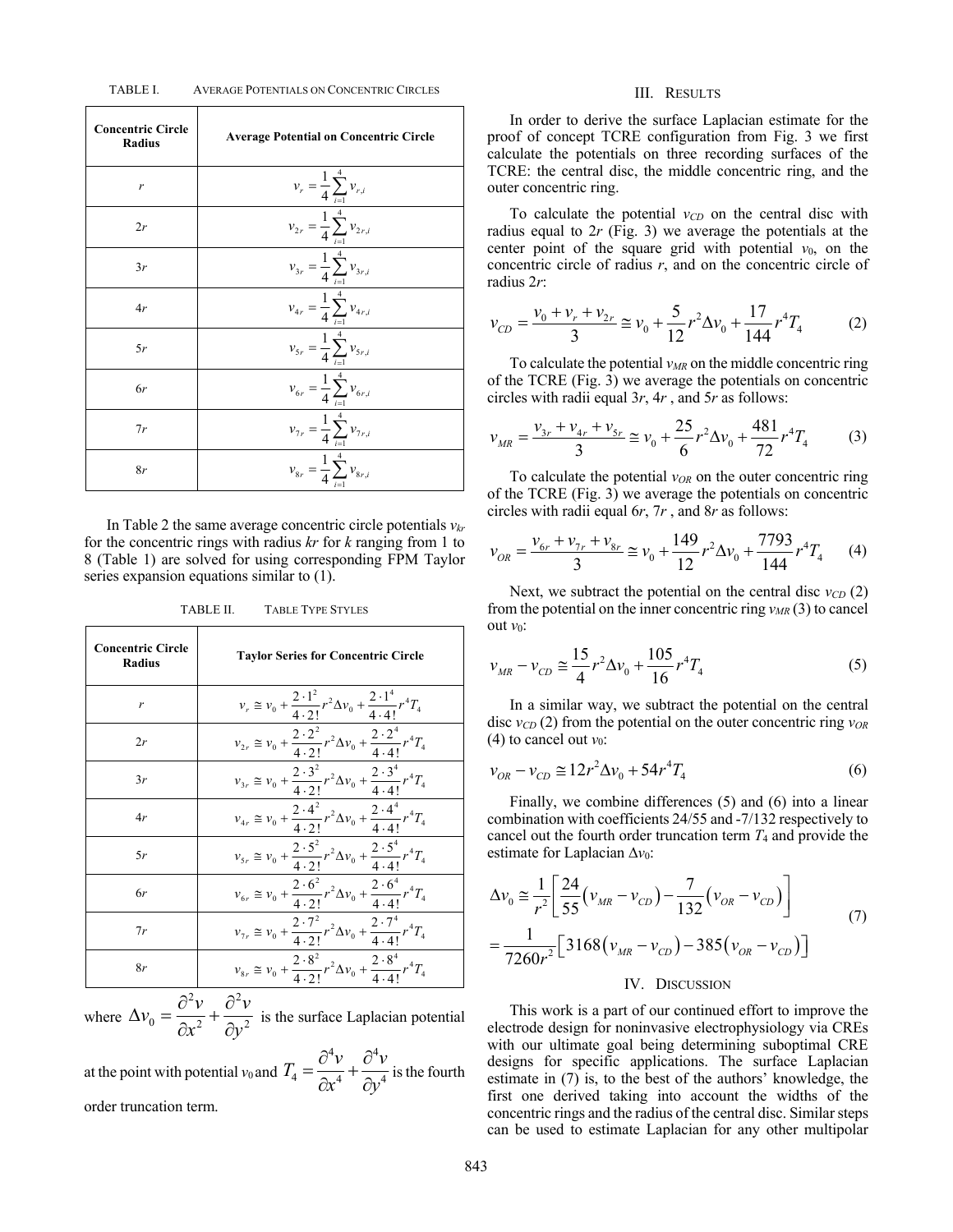TABLE I. AVERAGE POTENTIALS ON CONCENTRIC CIRCLES

| Concentric Circle Radius | Average Potential on Concentric Circle |
| --- | --- |
| $r$ | $v_r = \frac{1}{4}\sum_{i=1}^{4} v_{r,i}$ |
| $2r$ | $v_{2r} = \frac{1}{4}\sum_{i=1}^{4} v_{2r,i}$ |
| $3r$ | $v_{3r} = \frac{1}{4}\sum_{i=1}^{4} v_{3r,i}$ |
| $4r$ | $v_{4r} = \frac{1}{4}\sum_{i=1}^{4} v_{4r,i}$ |
| $5r$ | $v_{5r} = \frac{1}{4}\sum_{i=1}^{4} v_{5r,i}$ |
| $6r$ | $v_{6r} = \frac{1}{4}\sum_{i=1}^{4} v_{6r,i}$ |
| $7r$ | $v_{7r} = \frac{1}{4}\sum_{i=1}^{4} v_{7r,i}$ |
| $8r$ | $v_{8r} = \frac{1}{4}\sum_{i=1}^{4} v_{8r,i}$ |

In Table 2 the same average concentric circle potentials $v_{kr}$ for the concentric rings with radius $kr$ for $k$ ranging from 1 to 8 (Table 1) are solved for using corresponding FPM Taylor series expansion equations similar to (1).

TABLE II. TABLE TYPE STYLES

| Concentric Circle Radius | Taylor Series for Concentric Circle |
| --- | --- |
| $r$ | $v_r \cong v_0 + \frac{2\cdot 1^2}{4\cdot 2!}r^2\Delta v_0 + \frac{2\cdot 1^4}{4\cdot 4!}r^4 T_4$ |
| $2r$ | $v_{2r} \cong v_0 + \frac{2\cdot 2^2}{4\cdot 2!}r^2\Delta v_0 + \frac{2\cdot 2^4}{4\cdot 4!}r^4 T_4$ |
| $3r$ | $v_{3r} \cong v_0 + \frac{2\cdot 3^2}{4\cdot 2!}r^2\Delta v_0 + \frac{2\cdot 3^4}{4\cdot 4!}r^4 T_4$ |
| $4r$ | $v_{4r} \cong v_0 + \frac{2\cdot 4^2}{4\cdot 2!}r^2\Delta v_0 + \frac{2\cdot 4^4}{4\cdot 4!}r^4 T_4$ |
| $5r$ | $v_{5r} \cong v_0 + \frac{2\cdot 5^2}{4\cdot 2!}r^2\Delta v_0 + \frac{2\cdot 5^4}{4\cdot 4!}r^4 T_4$ |
| $6r$ | $v_{6r} \cong v_0 + \frac{2\cdot 6^2}{4\cdot 2!}r^2\Delta v_0 + \frac{2\cdot 6^4}{4\cdot 4!}r^4 T_4$ |
| $7r$ | $v_{7r} \cong v_0 + \frac{2\cdot 7^2}{4\cdot 2!}r^2\Delta v_0 + \frac{2\cdot 7^4}{4\cdot 4!}r^4 T_4$ |
| $8r$ | $v_{8r} \cong v_0 + \frac{2\cdot 8^2}{4\cdot 2!}r^2\Delta v_0 + \frac{2\cdot 8^4}{4\cdot 4!}r^4 T_4$ |

where $\Delta v_0 = \frac{\partial^2 v}{\partial x^2} + \frac{\partial^2 v}{\partial y^2}$ is the surface Laplacian potential at the point with potential $v_0$ and $T_4 = \frac{\partial^4 v}{\partial x^4} + \frac{\partial^4 v}{\partial y^4}$ is the fourth order truncation term.

## III. RESULTS

In order to derive the surface Laplacian estimate for the proof of concept TCRE configuration from Fig. 3 we first calculate the potentials on three recording surfaces of the TCRE: the central disc, the middle concentric ring, and the outer concentric ring.

To calculate the potential $v_{CD}$ on the central disc with radius equal to $2r$ (Fig. 3) we average the potentials at the center point of the square grid with potential $v_0$, on the concentric circle of radius $r$, and on the concentric circle of radius $2r$:

$$v_{CD} = \frac{v_0 + v_r + v_{2r}}{3} \cong v_0 + \frac{5}{12}r^2\Delta v_0 + \frac{17}{144}r^4 T_4 \qquad (2)$$

To calculate the potential $v_{MR}$ on the middle concentric ring of the TCRE (Fig. 3) we average the potentials on concentric circles with radii equal $3r$, $4r$, and $5r$ as follows:

$$v_{MR} = \frac{v_{3r} + v_{4r} + v_{5r}}{3} \cong v_0 + \frac{25}{6}r^2\Delta v_0 + \frac{481}{72}r^4 T_4 \qquad (3)$$

To calculate the potential $v_{OR}$ on the outer concentric ring of the TCRE (Fig. 3) we average the potentials on concentric circles with radii equal $6r$, $7r$, and $8r$ as follows:

$$v_{OR} = \frac{v_{6r} + v_{7r} + v_{8r}}{3} \cong v_0 + \frac{149}{12}r^2\Delta v_0 + \frac{7793}{144}r^4 T_4 \qquad (4)$$

Next, we subtract the potential on the central disc $v_{CD}$ (2) from the potential on the inner concentric ring $v_{MR}$ (3) to cancel out $v_0$:

$$v_{MR} - v_{CD} \cong \frac{15}{4}r^2\Delta v_0 + \frac{105}{16}r^4 T_4 \qquad (5)$$

In a similar way, we subtract the potential on the central disc $v_{CD}$ (2) from the potential on the outer concentric ring $v_{OR}$ (4) to cancel out $v_0$:

$$v_{OR} - v_{CD} \cong 12r^2\Delta v_0 + 54r^4 T_4 \qquad (6)$$

Finally, we combine differences (5) and (6) into a linear combination with coefficients 24/55 and -7/132 respectively to cancel out the fourth order truncation term $T_4$ and provide the estimate for Laplacian $\Delta v_0$:

$$\Delta v_0 \cong \frac{1}{r^2}\left[\frac{24}{55}\left(v_{MR} - v_{CD}\right) - \frac{7}{132}\left(v_{OR} - v_{CD}\right)\right]$$
$$= \frac{1}{7260r^2}\left[3168\left(v_{MR} - v_{CD}\right) - 385\left(v_{OR} - v_{CD}\right)\right] \qquad (7)$$

## IV. DISCUSSION

This work is a part of our continued effort to improve the electrode design for noninvasive electrophysiology via CREs with our ultimate goal being determining suboptimal CRE designs for specific applications. The surface Laplacian estimate in (7) is, to the best of the authors' knowledge, the first one derived taking into account the widths of the concentric rings and the radius of the central disc. Similar steps can be used to estimate Laplacian for any other multipolar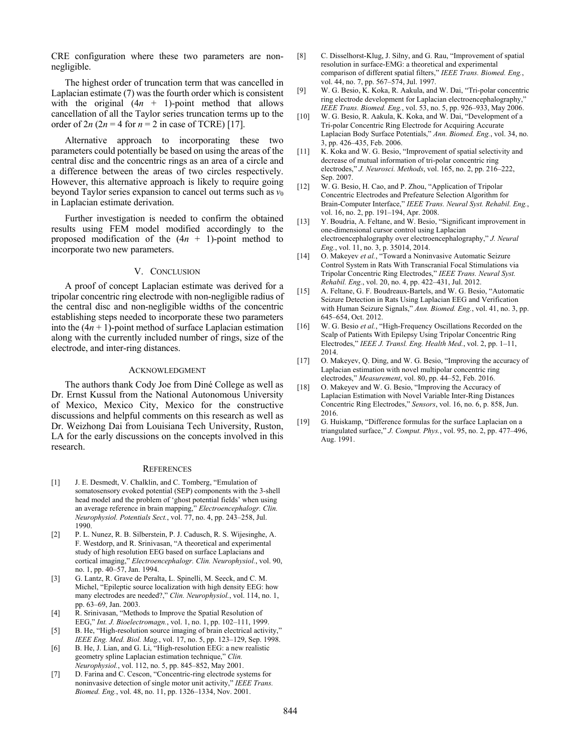CRE configuration where these two parameters are non-negligible.

The highest order of truncation term that was cancelled in Laplacian estimate (7) was the fourth order which is consistent with the original $(4n + 1)$-point method that allows cancellation of all the Taylor series truncation terms up to the order of $2n$ ($2n = 4$ for $n = 2$ in case of TCRE) [17].

Alternative approach to incorporating these two parameters could potentially be based on using the areas of the central disc and the concentric rings as an area of a circle and a difference between the areas of two circles respectively. However, this alternative approach is likely to require going beyond Taylor series expansion to cancel out terms such as $v_0$ in Laplacian estimate derivation.

Further investigation is needed to confirm the obtained results using FEM model modified accordingly to the proposed modification of the $(4n + 1)$-point method to incorporate two new parameters.

## V. Conclusion

A proof of concept Laplacian estimate was derived for a tripolar concentric ring electrode with non-negligible radius of the central disc and non-negligible widths of the concentric establishing steps needed to incorporate these two parameters into the $(4n + 1)$-point method of surface Laplacian estimation along with the currently included number of rings, size of the electrode, and inter-ring distances.

## Acknowledgment

The authors thank Cody Joe from Diné College as well as Dr. Ernst Kussul from the National Autonomous University of Mexico, Mexico City, Mexico for the constructive discussions and helpful comments on this research as well as Dr. Weizhong Dai from Louisiana Tech University, Ruston, LA for the early discussions on the concepts involved in this research.

## References

[1] J. E. Desmedt, V. Chalklin, and C. Tomberg, "Emulation of somatosensory evoked potential (SEP) components with the 3-shell head model and the problem of 'ghost potential fields' when using an average reference in brain mapping," *Electroencephalogr. Clin. Neurophysiol. Potentials Sect.*, vol. 77, no. 4, pp. 243–258, Jul. 1990.

[2] P. L. Nunez, R. B. Silberstein, P. J. Cadusch, R. S. Wijesinghe, A. F. Westdorp, and R. Srinivasan, "A theoretical and experimental study of high resolution EEG based on surface Laplacians and cortical imaging," *Electroencephalogr. Clin. Neurophysiol.*, vol. 90, no. 1, pp. 40–57, Jan. 1994.

[3] G. Lantz, R. Grave de Peralta, L. Spinelli, M. Seeck, and C. M. Michel, "Epileptic source localization with high density EEG: how many electrodes are needed?," *Clin. Neurophysiol.*, vol. 114, no. 1, pp. 63–69, Jan. 2003.

[4] R. Srinivasan, "Methods to Improve the Spatial Resolution of EEG," *Int. J. Bioelectromagn.*, vol. 1, no. 1, pp. 102–111, 1999.

[5] B. He, "High-resolution source imaging of brain electrical activity," *IEEE Eng. Med. Biol. Mag.*, vol. 17, no. 5, pp. 123–129, Sep. 1998.

[6] B. He, J. Lian, and G. Li, "High-resolution EEG: a new realistic geometry spline Laplacian estimation technique," *Clin. Neurophysiol.*, vol. 112, no. 5, pp. 845–852, May 2001.

[7] D. Farina and C. Cescon, "Concentric-ring electrode systems for noninvasive detection of single motor unit activity," *IEEE Trans. Biomed. Eng.*, vol. 48, no. 11, pp. 1326–1334, Nov. 2001.

[8] C. Disselhorst-Klug, J. Silny, and G. Rau, "Improvement of spatial resolution in surface-EMG: a theoretical and experimental comparison of different spatial filters," *IEEE Trans. Biomed. Eng.*, vol. 44, no. 7, pp. 567–574, Jul. 1997.

[9] W. G. Besio, K. Koka, R. Aakula, and W. Dai, "Tri-polar concentric ring electrode development for Laplacian electroencephalography," *IEEE Trans. Biomed. Eng.*, vol. 53, no. 5, pp. 926–933, May 2006.

[10] W. G. Besio, R. Aakula, K. Koka, and W. Dai, "Development of a Tri-polar Concentric Ring Electrode for Acquiring Accurate Laplacian Body Surface Potentials," *Ann. Biomed. Eng.*, vol. 34, no. 3, pp. 426–435, Feb. 2006.

[11] K. Koka and W. G. Besio, "Improvement of spatial selectivity and decrease of mutual information of tri-polar concentric ring electrodes," *J. Neurosci. Methods*, vol. 165, no. 2, pp. 216–222, Sep. 2007.

[12] W. G. Besio, H. Cao, and P. Zhou, "Application of Tripolar Concentric Electrodes and Prefeature Selection Algorithm for Brain-Computer Interface," *IEEE Trans. Neural Syst. Rehabil. Eng.*, vol. 16, no. 2, pp. 191–194, Apr. 2008.

[13] Y. Boudria, A. Feltane, and W. Besio, "Significant improvement in one-dimensional cursor control using Laplacian electroencephalography over electroencephalography," *J. Neural Eng.*, vol. 11, no. 3, p. 35014, 2014.

[14] O. Makeyev *et al.*, "Toward a Noninvasive Automatic Seizure Control System in Rats With Transcranial Focal Stimulations via Tripolar Concentric Ring Electrodes," *IEEE Trans. Neural Syst. Rehabil. Eng.*, vol. 20, no. 4, pp. 422–431, Jul. 2012.

[15] A. Feltane, G. F. Boudreaux-Bartels, and W. G. Besio, "Automatic Seizure Detection in Rats Using Laplacian EEG and Verification with Human Seizure Signals," *Ann. Biomed. Eng.*, vol. 41, no. 3, pp. 645–654, Oct. 2012.

[16] W. G. Besio *et al.*, "High-Frequency Oscillations Recorded on the Scalp of Patients With Epilepsy Using Tripolar Concentric Ring Electrodes," *IEEE J. Transl. Eng. Health Med.*, vol. 2, pp. 1–11, 2014.

[17] O. Makeyev, Q. Ding, and W. G. Besio, "Improving the accuracy of Laplacian estimation with novel multipolar concentric ring electrodes," *Measurement*, vol. 80, pp. 44–52, Feb. 2016.

[18] O. Makeyev and W. G. Besio, "Improving the Accuracy of Laplacian Estimation with Novel Variable Inter-Ring Distances Concentric Ring Electrodes," *Sensors*, vol. 16, no. 6, p. 858, Jun. 2016.

[19] G. Huiskamp, "Difference formulas for the surface Laplacian on a triangulated surface," *J. Comput. Phys.*, vol. 95, no. 2, pp. 477–496, Aug. 1991.